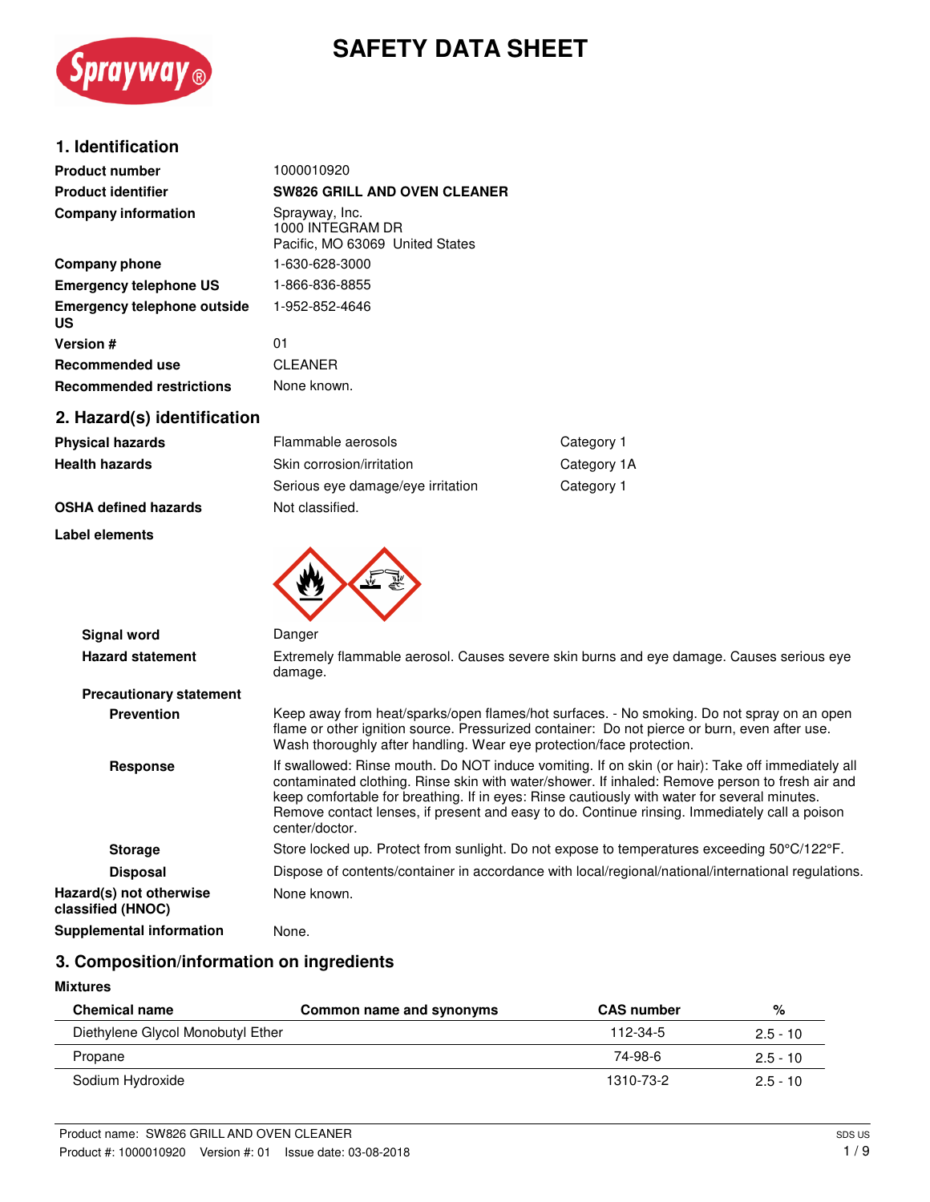# SAFETY DATA SHEET

## 1. Identification

| | |
|---|---|
| **Product number** | 1000010920 |
| **Product identifier** | **SW826 GRILL AND OVEN CLEANER** |
| **Company information** | Sprayway, Inc.<br>1000 INTEGRAM DR<br>Pacific, MO 63069 United States |
| **Company phone** | 1-630-628-3000 |
| **Emergency telephone US** | 1-866-836-8855 |
| **Emergency telephone outside US** | 1-952-852-4646 |
| **Version #** | 01 |
| **Recommended use** | CLEANER |
| **Recommended restrictions** | None known. |

## 2. Hazard(s) identification

| | | |
|---|---|---|
| **Physical hazards** | Flammable aerosols | Category 1 |
| **Health hazards** | Skin corrosion/irritation | Category 1A |
| | Serious eye damage/eye irritation | Category 1 |
| **OSHA defined hazards** | Not classified. | |

**Label elements**

**Signal word** Danger

**Hazard statement** Extremely flammable aerosol. Causes severe skin burns and eye damage. Causes serious eye damage.

**Precautionary statement**

**Prevention** Keep away from heat/sparks/open flames/hot surfaces. - No smoking. Do not spray on an open flame or other ignition source. Pressurized container: Do not pierce or burn, even after use. Wash thoroughly after handling. Wear eye protection/face protection.

**Response** If swallowed: Rinse mouth. Do NOT induce vomiting. If on skin (or hair): Take off immediately all contaminated clothing. Rinse skin with water/shower. If inhaled: Remove person to fresh air and keep comfortable for breathing. If in eyes: Rinse cautiously with water for several minutes. Remove contact lenses, if present and easy to do. Continue rinsing. Immediately call a poison center/doctor.

**Storage** Store locked up. Protect from sunlight. Do not expose to temperatures exceeding 50°C/122°F.

**Disposal** Dispose of contents/container in accordance with local/regional/national/international regulations.

**Hazard(s) not otherwise classified (HNOC)** None known.

**Supplemental information** None.

## 3. Composition/information on ingredients

**Mixtures**

| Chemical name | Common name and synonyms | CAS number | % |
|---|---|---|---|
| Diethylene Glycol Monobutyl Ether | | 112-34-5 | 2.5 - 10 |
| Propane | | 74-98-6 | 2.5 - 10 |
| Sodium Hydroxide | | 1310-73-2 | 2.5 - 10 |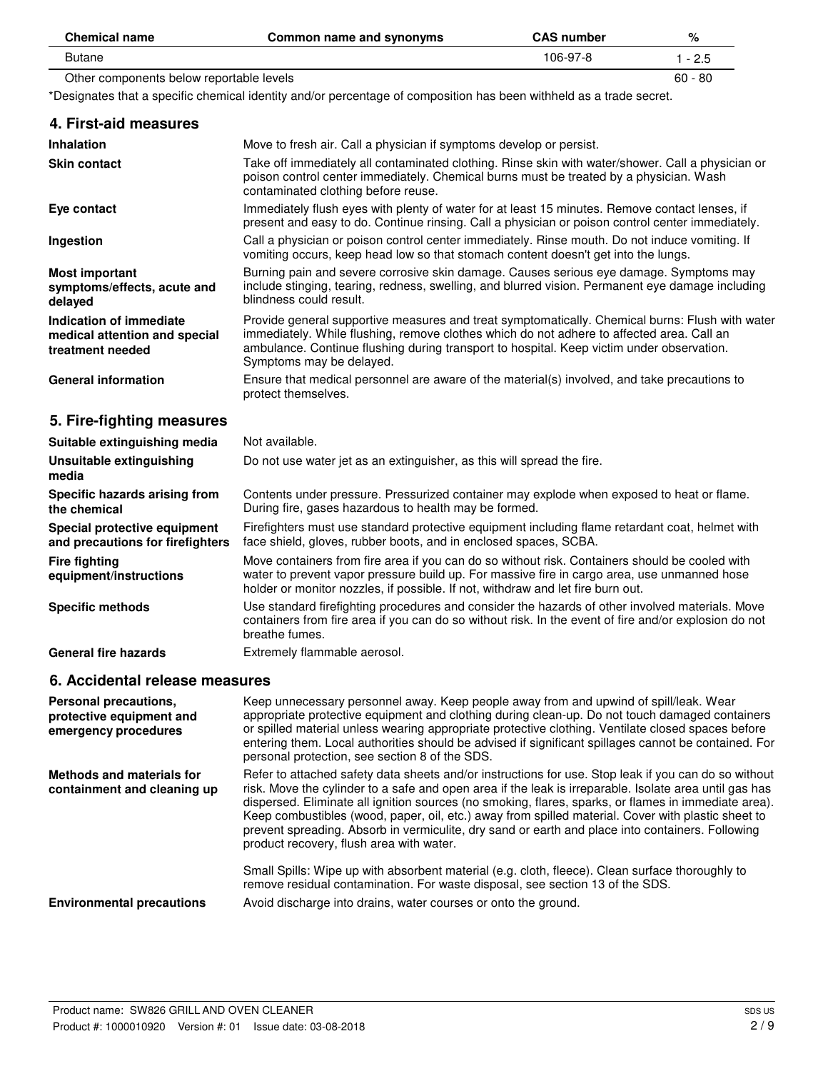| Chemical name | Common name and synonyms | CAS number | % |
| --- | --- | --- | --- |
| Butane | | 106-97-8 | 1 - 2.5 |
| Other components below reportable levels | | | 60 - 80 |

*Designates that a specific chemical identity and/or percentage of composition has been withheld as a trade secret.

## 4. First-aid measures

**Inhalation**
Move to fresh air. Call a physician if symptoms develop or persist.

**Skin contact**
Take off immediately all contaminated clothing. Rinse skin with water/shower. Call a physician or poison control center immediately. Chemical burns must be treated by a physician. Wash contaminated clothing before reuse.

**Eye contact**
Immediately flush eyes with plenty of water for at least 15 minutes. Remove contact lenses, if present and easy to do. Continue rinsing. Call a physician or poison control center immediately.

**Ingestion**
Call a physician or poison control center immediately. Rinse mouth. Do not induce vomiting. If vomiting occurs, keep head low so that stomach content doesn't get into the lungs.

**Most important symptoms/effects, acute and delayed**
Burning pain and severe corrosive skin damage. Causes serious eye damage. Symptoms may include stinging, tearing, redness, swelling, and blurred vision. Permanent eye damage including blindness could result.

**Indication of immediate medical attention and special treatment needed**
Provide general supportive measures and treat symptomatically. Chemical burns: Flush with water immediately. While flushing, remove clothes which do not adhere to affected area. Call an ambulance. Continue flushing during transport to hospital. Keep victim under observation. Symptoms may be delayed.

**General information**
Ensure that medical personnel are aware of the material(s) involved, and take precautions to protect themselves.

## 5. Fire-fighting measures

**Suitable extinguishing media**
Not available.

**Unsuitable extinguishing media**
Do not use water jet as an extinguisher, as this will spread the fire.

**Specific hazards arising from the chemical**
Contents under pressure. Pressurized container may explode when exposed to heat or flame. During fire, gases hazardous to health may be formed.

**Special protective equipment and precautions for firefighters**
Firefighters must use standard protective equipment including flame retardant coat, helmet with face shield, gloves, rubber boots, and in enclosed spaces, SCBA.

**Fire fighting equipment/instructions**
Move containers from fire area if you can do so without risk. Containers should be cooled with water to prevent vapor pressure build up. For massive fire in cargo area, use unmanned hose holder or monitor nozzles, if possible. If not, withdraw and let fire burn out.

**Specific methods**
Use standard firefighting procedures and consider the hazards of other involved materials. Move containers from fire area if you can do so without risk. In the event of fire and/or explosion do not breathe fumes.

**General fire hazards**
Extremely flammable aerosol.

## 6. Accidental release measures

**Personal precautions, protective equipment and emergency procedures**
Keep unnecessary personnel away. Keep people away from and upwind of spill/leak. Wear appropriate protective equipment and clothing during clean-up. Do not touch damaged containers or spilled material unless wearing appropriate protective clothing. Ventilate closed spaces before entering them. Local authorities should be advised if significant spillages cannot be contained. For personal protection, see section 8 of the SDS.

**Methods and materials for containment and cleaning up**
Refer to attached safety data sheets and/or instructions for use. Stop leak if you can do so without risk. Move the cylinder to a safe and open area if the leak is irreparable. Isolate area until gas has dispersed. Eliminate all ignition sources (no smoking, flares, sparks, or flames in immediate area). Keep combustibles (wood, paper, oil, etc.) away from spilled material. Cover with plastic sheet to prevent spreading. Absorb in vermiculite, dry sand or earth and place into containers. Following product recovery, flush area with water.

Small Spills: Wipe up with absorbent material (e.g. cloth, fleece). Clean surface thoroughly to remove residual contamination. For waste disposal, see section 13 of the SDS.

**Environmental precautions**
Avoid discharge into drains, water courses or onto the ground.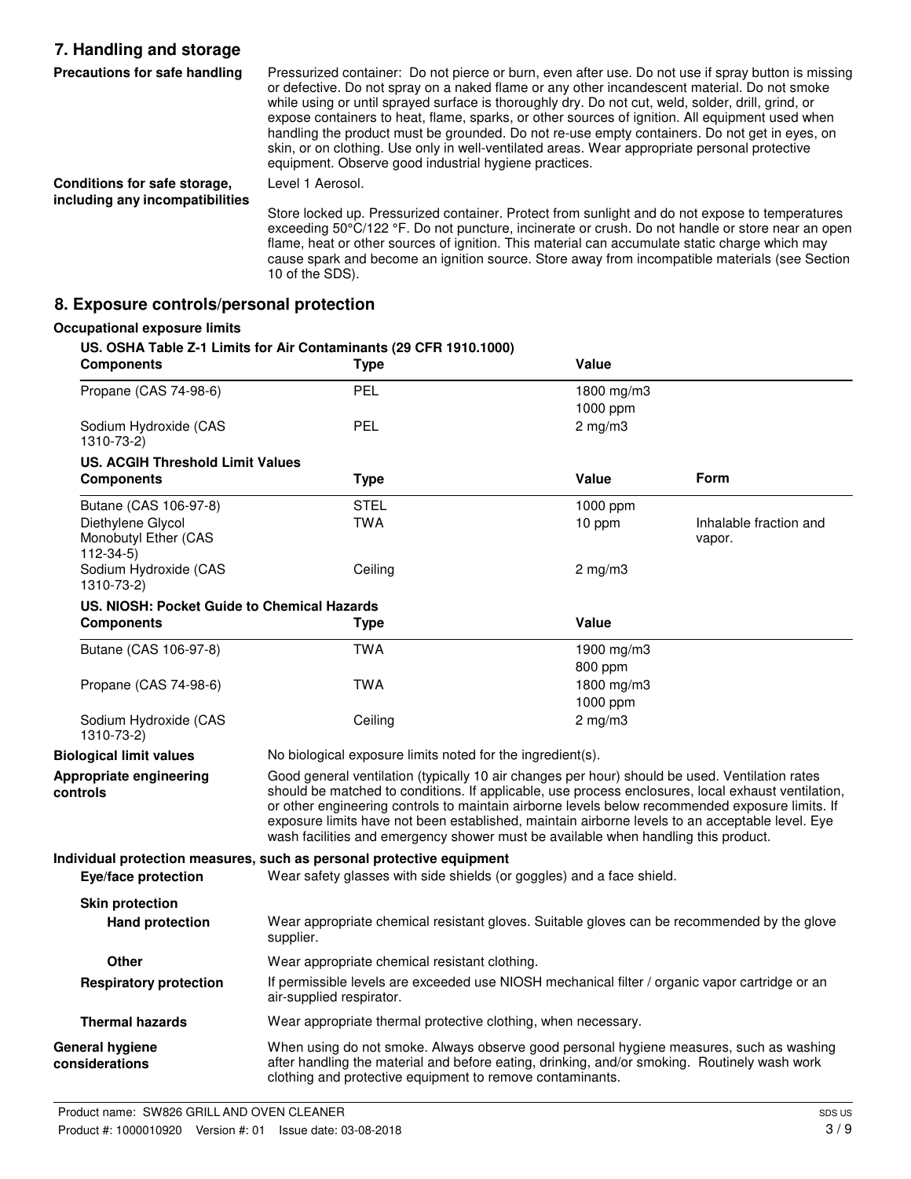## 7. Handling and storage

**Precautions for safe handling**

Pressurized container: Do not pierce or burn, even after use. Do not use if spray button is missing or defective. Do not spray on a naked flame or any other incandescent material. Do not smoke while using or until sprayed surface is thoroughly dry. Do not cut, weld, solder, drill, grind, or expose containers to heat, flame, sparks, or other sources of ignition. All equipment used when handling the product must be grounded. Do not re-use empty containers. Do not get in eyes, on skin, or on clothing. Use only in well-ventilated areas. Wear appropriate personal protective equipment. Observe good industrial hygiene practices.

**Conditions for safe storage, including any incompatibilities**

Level 1 Aerosol.

Store locked up. Pressurized container. Protect from sunlight and do not expose to temperatures exceeding 50°C/122 °F. Do not puncture, incinerate or crush. Do not handle or store near an open flame, heat or other sources of ignition. This material can accumulate static charge which may cause spark and become an ignition source. Store away from incompatible materials (see Section 10 of the SDS).

## 8. Exposure controls/personal protection

**Occupational exposure limits**

**US. OSHA Table Z-1 Limits for Air Contaminants (29 CFR 1910.1000)**

| Components | Type | Value |
|---|---|---|
| Propane (CAS 74-98-6) | PEL | 1800 mg/m3<br>1000 ppm |
| Sodium Hydroxide (CAS 1310-73-2) | PEL | 2 mg/m3 |

**US. ACGIH Threshold Limit Values**

| Components | Type | Value | Form |
|---|---|---|---|
| Butane (CAS 106-97-8) | STEL | 1000 ppm | |
| Diethylene Glycol Monobutyl Ether (CAS 112-34-5) | TWA | 10 ppm | Inhalable fraction and vapor. |
| Sodium Hydroxide (CAS 1310-73-2) | Ceiling | 2 mg/m3 | |

**US. NIOSH: Pocket Guide to Chemical Hazards**

| Components | Type | Value |
|---|---|---|
| Butane (CAS 106-97-8) | TWA | 1900 mg/m3<br>800 ppm |
| Propane (CAS 74-98-6) | TWA | 1800 mg/m3<br>1000 ppm |
| Sodium Hydroxide (CAS 1310-73-2) | Ceiling | 2 mg/m3 |

**Biological limit values**

No biological exposure limits noted for the ingredient(s).

**Appropriate engineering controls**

Good general ventilation (typically 10 air changes per hour) should be used. Ventilation rates should be matched to conditions. If applicable, use process enclosures, local exhaust ventilation, or other engineering controls to maintain airborne levels below recommended exposure limits. If exposure limits have not been established, maintain airborne levels to an acceptable level. Eye wash facilities and emergency shower must be available when handling this product.

**Individual protection measures, such as personal protective equipment**

**Eye/face protection**

Wear safety glasses with side shields (or goggles) and a face shield.

**Skin protection**

**Hand protection**

Wear appropriate chemical resistant gloves. Suitable gloves can be recommended by the glove supplier.

**Other**

Wear appropriate chemical resistant clothing.

**Respiratory protection**

If permissible levels are exceeded use NIOSH mechanical filter / organic vapor cartridge or an air-supplied respirator.

**Thermal hazards**

Wear appropriate thermal protective clothing, when necessary.

**General hygiene considerations**

When using do not smoke. Always observe good personal hygiene measures, such as washing after handling the material and before eating, drinking, and/or smoking. Routinely wash work clothing and protective equipment to remove contaminants.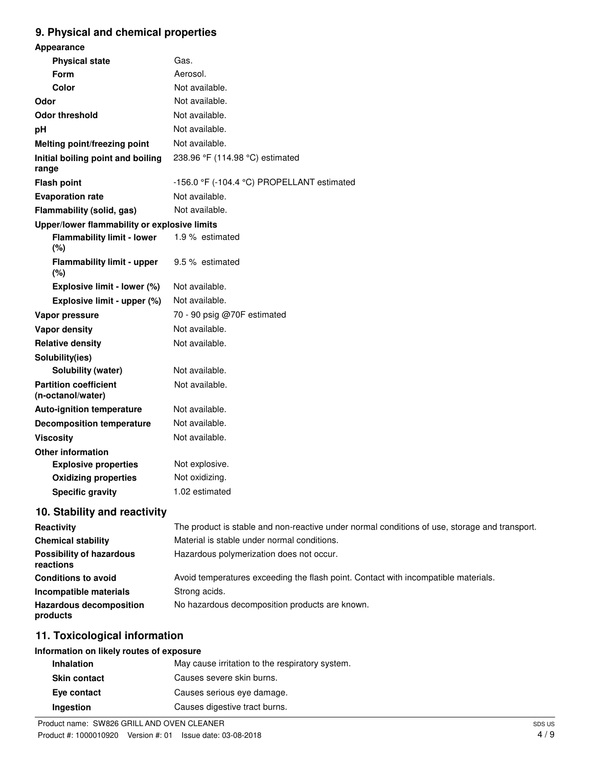## 9. Physical and chemical properties

| Property | Value |
| --- | --- |
| **Appearance** | |
| **Physical state** | Gas. |
| **Form** | Aerosol. |
| **Color** | Not available. |
| **Odor** | Not available. |
| **Odor threshold** | Not available. |
| **pH** | Not available. |
| **Melting point/freezing point** | Not available. |
| **Initial boiling point and boiling range** | 238.96 °F (114.98 °C) estimated |
| **Flash point** | -156.0 °F (-104.4 °C) PROPELLANT estimated |
| **Evaporation rate** | Not available. |
| **Flammability (solid, gas)** | Not available. |
| **Upper/lower flammability or explosive limits** | |
| **Flammability limit - lower (%)** | 1.9 % estimated |
| **Flammability limit - upper (%)** | 9.5 % estimated |
| **Explosive limit - lower (%)** | Not available. |
| **Explosive limit - upper (%)** | Not available. |
| **Vapor pressure** | 70 - 90 psig @70F estimated |
| **Vapor density** | Not available. |
| **Relative density** | Not available. |
| **Solubility(ies)** | |
| **Solubility (water)** | Not available. |
| **Partition coefficient (n-octanol/water)** | Not available. |
| **Auto-ignition temperature** | Not available. |
| **Decomposition temperature** | Not available. |
| **Viscosity** | Not available. |
| **Other information** | |
| **Explosive properties** | Not explosive. |
| **Oxidizing properties** | Not oxidizing. |
| **Specific gravity** | 1.02 estimated |

## 10. Stability and reactivity

| | |
| --- | --- |
| **Reactivity** | The product is stable and non-reactive under normal conditions of use, storage and transport. |
| **Chemical stability** | Material is stable under normal conditions. |
| **Possibility of hazardous reactions** | Hazardous polymerization does not occur. |
| **Conditions to avoid** | Avoid temperatures exceeding the flash point. Contact with incompatible materials. |
| **Incompatible materials** | Strong acids. |
| **Hazardous decomposition products** | No hazardous decomposition products are known. |

## 11. Toxicological information

**Information on likely routes of exposure**

| | |
| --- | --- |
| **Inhalation** | May cause irritation to the respiratory system. |
| **Skin contact** | Causes severe skin burns. |
| **Eye contact** | Causes serious eye damage. |
| **Ingestion** | Causes digestive tract burns. |

Product name: SW826 GRILL AND OVEN CLEANER
Product #: 1000010920 Version #: 01 Issue date: 03-08-2018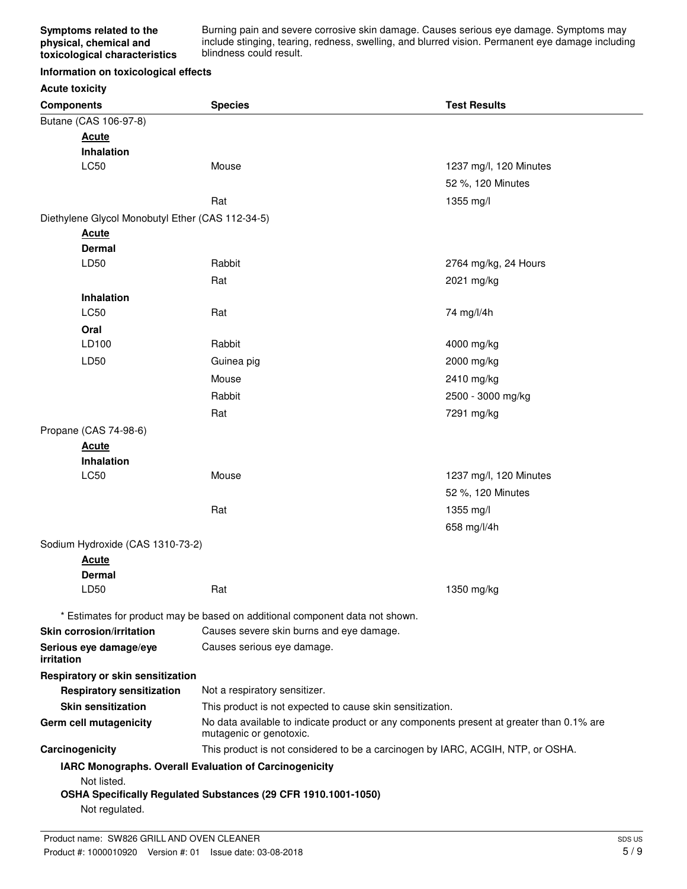**Symptoms related to the physical, chemical and toxicological characteristics** Burning pain and severe corrosive skin damage. Causes serious eye damage. Symptoms may include stinging, tearing, redness, swelling, and blurred vision. Permanent eye damage including blindness could result.

**Information on toxicological effects**

**Acute toxicity**

| Components | Species | Test Results |
|---|---|---|
| Butane (CAS 106-97-8) | | |
| ***Acute*** | | |
| **Inhalation** | | |
| LC50 | Mouse | 1237 mg/l, 120 Minutes |
| | | 52 %, 120 Minutes |
| | Rat | 1355 mg/l |
| Diethylene Glycol Monobutyl Ether (CAS 112-34-5) | | |
| ***Acute*** | | |
| **Dermal** | | |
| LD50 | Rabbit | 2764 mg/kg, 24 Hours |
| | Rat | 2021 mg/kg |
| **Inhalation** | | |
| LC50 | Rat | 74 mg/l/4h |
| **Oral** | | |
| LD100 | Rabbit | 4000 mg/kg |
| LD50 | Guinea pig | 2000 mg/kg |
| | Mouse | 2410 mg/kg |
| | Rabbit | 2500 - 3000 mg/kg |
| | Rat | 7291 mg/kg |
| Propane (CAS 74-98-6) | | |
| ***Acute*** | | |
| **Inhalation** | | |
| LC50 | Mouse | 1237 mg/l, 120 Minutes |
| | | 52 %, 120 Minutes |
| | Rat | 1355 mg/l |
| | | 658 mg/l/4h |
| Sodium Hydroxide (CAS 1310-73-2) | | |
| ***Acute*** | | |
| **Dermal** | | |
| LD50 | Rat | 1350 mg/kg |

* Estimates for product may be based on additional component data not shown.

**Skin corrosion/irritation** Causes severe skin burns and eye damage.

**Serious eye damage/eye irritation** Causes serious eye damage.

**Respiratory or skin sensitization**

**Respiratory sensitization** Not a respiratory sensitizer.

**Skin sensitization** This product is not expected to cause skin sensitization.

**Germ cell mutagenicity** No data available to indicate product or any components present at greater than 0.1% are mutagenic or genotoxic.

**Carcinogenicity** This product is not considered to be a carcinogen by IARC, ACGIH, NTP, or OSHA.

**IARC Monographs. Overall Evaluation of Carcinogenicity**

Not listed.

**OSHA Specifically Regulated Substances (29 CFR 1910.1001-1050)**

Not regulated.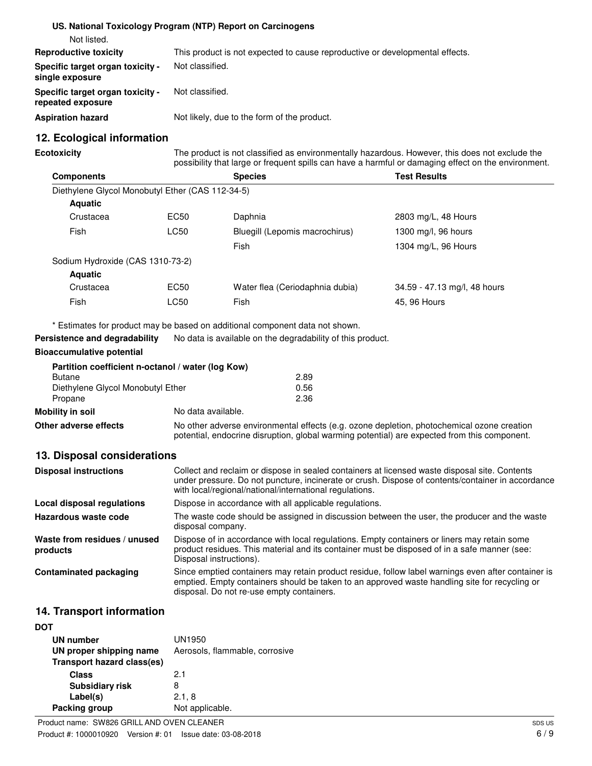**US. National Toxicology Program (NTP) Report on Carcinogens**

Not listed.

| | |
|---|---|
| **Reproductive toxicity** | This product is not expected to cause reproductive or developmental effects. |
| **Specific target organ toxicity - single exposure** | Not classified. |
| **Specific target organ toxicity - repeated exposure** | Not classified. |
| **Aspiration hazard** | Not likely, due to the form of the product. |

## 12. Ecological information

**Ecotoxicity** The product is not classified as environmentally hazardous. However, this does not exclude the possibility that large or frequent spills can have a harmful or damaging effect on the environment.

| Components | | Species | Test Results |
|---|---|---|---|
| Diethylene Glycol Monobutyl Ether (CAS 112-34-5) | | | |
| **Aquatic** | | | |
| Crustacea | EC50 | Daphnia | 2803 mg/L, 48 Hours |
| Fish | LC50 | Bluegill (Lepomis macrochirus) | 1300 mg/l, 96 hours |
| | | Fish | 1304 mg/L, 96 Hours |
| Sodium Hydroxide (CAS 1310-73-2) | | | |
| **Aquatic** | | | |
| Crustacea | EC50 | Water flea (Ceriodaphnia dubia) | 34.59 - 47.13 mg/l, 48 hours |
| Fish | LC50 | Fish | 45, 96 Hours |

\* Estimates for product may be based on additional component data not shown.

**Persistence and degradability** No data is available on the degradability of this product.

**Bioaccumulative potential**

**Partition coefficient n-octanol / water (log Kow)**

| | |
|---|---|
| Butane | 2.89 |
| Diethylene Glycol Monobutyl Ether | 0.56 |
| Propane | 2.36 |

**Mobility in soil** No data available.

**Other adverse effects** No other adverse environmental effects (e.g. ozone depletion, photochemical ozone creation potential, endocrine disruption, global warming potential) are expected from this component.

## 13. Disposal considerations

| | |
|---|---|
| **Disposal instructions** | Collect and reclaim or dispose in sealed containers at licensed waste disposal site. Contents under pressure. Do not puncture, incinerate or crush. Dispose of contents/container in accordance with local/regional/national/international regulations. |
| **Local disposal regulations** | Dispose in accordance with all applicable regulations. |
| **Hazardous waste code** | The waste code should be assigned in discussion between the user, the producer and the waste disposal company. |
| **Waste from residues / unused products** | Dispose of in accordance with local regulations. Empty containers or liners may retain some product residues. This material and its container must be disposed of in a safe manner (see: Disposal instructions). |
| **Contaminated packaging** | Since emptied containers may retain product residue, follow label warnings even after container is emptied. Empty containers should be taken to an approved waste handling site for recycling or disposal. Do not re-use empty containers. |

## 14. Transport information

**DOT**

| | |
|---|---|
| **UN number** | UN1950 |
| **UN proper shipping name** | Aerosols, flammable, corrosive |
| **Transport hazard class(es)** | |
| **Class** | 2.1 |
| **Subsidiary risk** | 8 |
| **Label(s)** | 2.1, 8 |
| **Packing group** | Not applicable. |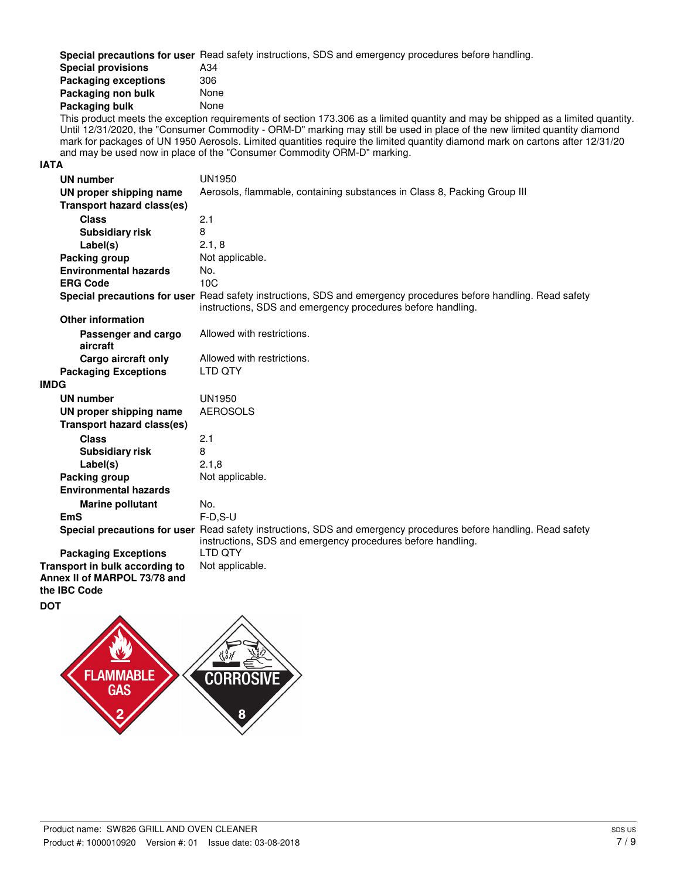| | |
|---|---|
| **Special precautions for user** | Read safety instructions, SDS and emergency procedures before handling. |
| **Special provisions** | A34 |
| **Packaging exceptions** | 306 |
| **Packaging non bulk** | None |
| **Packaging bulk** | None |

This product meets the exception requirements of section 173.306 as a limited quantity and may be shipped as a limited quantity. Until 12/31/2020, the "Consumer Commodity - ORM-D" marking may still be used in place of the new limited quantity diamond mark for packages of UN 1950 Aerosols. Limited quantities require the limited quantity diamond mark on cartons after 12/31/20 and may be used now in place of the "Consumer Commodity ORM-D" marking.

**IATA**

| | |
|---|---|
| **UN number** | UN1950 |
| **UN proper shipping name** | Aerosols, flammable, containing substances in Class 8, Packing Group III |
| **Transport hazard class(es)** | |
| **Class** | 2.1 |
| **Subsidiary risk** | 8 |
| **Label(s)** | 2.1, 8 |
| **Packing group** | Not applicable. |
| **Environmental hazards** | No. |
| **ERG Code** | 10C |
| **Special precautions for user** | Read safety instructions, SDS and emergency procedures before handling. Read safety instructions, SDS and emergency procedures before handling. |
| **Other information** | |
| **Passenger and cargo aircraft** | Allowed with restrictions. |
| **Cargo aircraft only** | Allowed with restrictions. |
| **Packaging Exceptions** | LTD QTY |

**IMDG**

| | |
|---|---|
| **UN number** | UN1950 |
| **UN proper shipping name** | AEROSOLS |
| **Transport hazard class(es)** | |
| **Class** | 2.1 |
| **Subsidiary risk** | 8 |
| **Label(s)** | 2.1,8 |
| **Packing group** | Not applicable. |
| **Environmental hazards** | |
| **Marine pollutant** | No. |
| **EmS** | F-D,S-U |
| **Special precautions for user** | Read safety instructions, SDS and emergency procedures before handling. Read safety instructions, SDS and emergency procedures before handling. |
| **Packaging Exceptions** | LTD QTY |

| | |
|---|---|
| **Transport in bulk according to Annex II of MARPOL 73/78 and the IBC Code** | Not applicable. |

**DOT**

FLAMMABLE GAS 2

CORROSIVE 8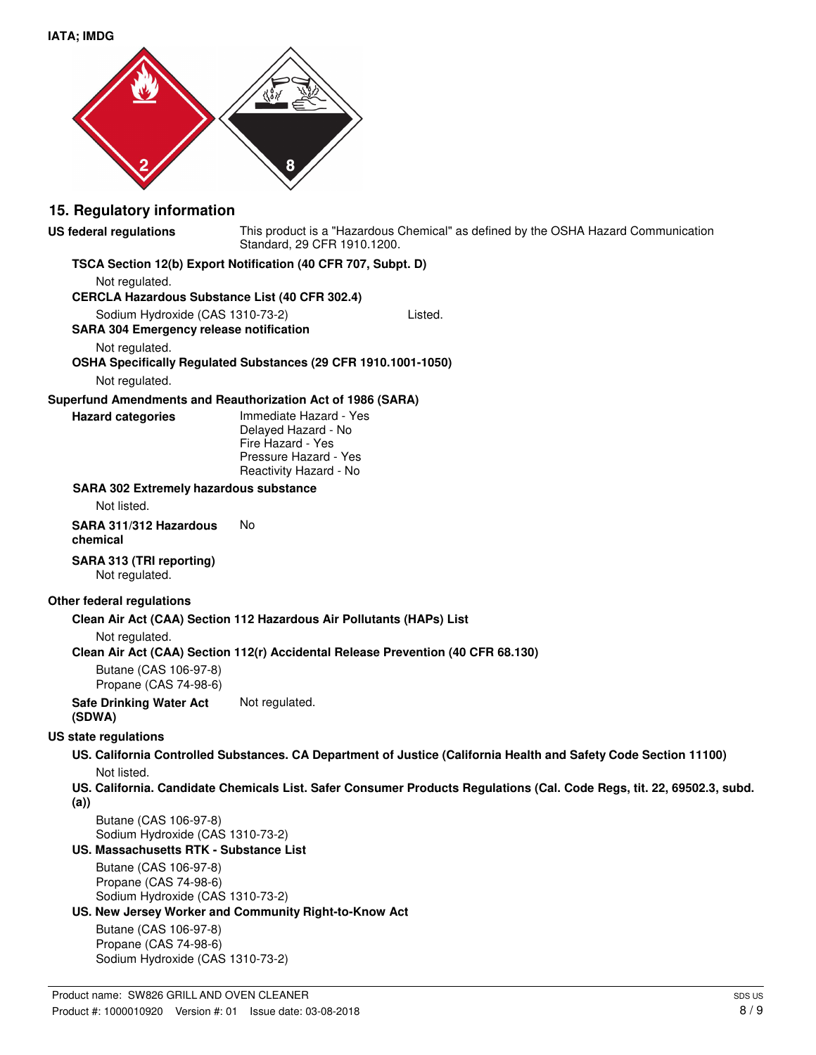**IATA; IMDG**

## 15. Regulatory information

**US federal regulations** This product is a "Hazardous Chemical" as defined by the OSHA Hazard Communication Standard, 29 CFR 1910.1200.

**TSCA Section 12(b) Export Notification (40 CFR 707, Subpt. D)**

Not regulated.

**CERCLA Hazardous Substance List (40 CFR 302.4)**

Sodium Hydroxide (CAS 1310-73-2) Listed.

**SARA 304 Emergency release notification**

Not regulated.

**OSHA Specifically Regulated Substances (29 CFR 1910.1001-1050)**

Not regulated.

**Superfund Amendments and Reauthorization Act of 1986 (SARA)**

**Hazard categories**

Immediate Hazard - Yes
Delayed Hazard - No
Fire Hazard - Yes
Pressure Hazard - Yes
Reactivity Hazard - No

**SARA 302 Extremely hazardous substance**

Not listed.

**SARA 311/312 Hazardous chemical** No

**SARA 313 (TRI reporting)**

Not regulated.

**Other federal regulations**

**Clean Air Act (CAA) Section 112 Hazardous Air Pollutants (HAPs) List**

Not regulated.

**Clean Air Act (CAA) Section 112(r) Accidental Release Prevention (40 CFR 68.130)**

Butane (CAS 106-97-8)
Propane (CAS 74-98-6)

**Safe Drinking Water Act (SDWA)** Not regulated.

**US state regulations**

**US. California Controlled Substances. CA Department of Justice (California Health and Safety Code Section 11100)**

Not listed.

**US. California. Candidate Chemicals List. Safer Consumer Products Regulations (Cal. Code Regs, tit. 22, 69502.3, subd. (a))**

Butane (CAS 106-97-8)
Sodium Hydroxide (CAS 1310-73-2)

**US. Massachusetts RTK - Substance List**

Butane (CAS 106-97-8)
Propane (CAS 74-98-6)
Sodium Hydroxide (CAS 1310-73-2)

**US. New Jersey Worker and Community Right-to-Know Act**

Butane (CAS 106-97-8)
Propane (CAS 74-98-6)
Sodium Hydroxide (CAS 1310-73-2)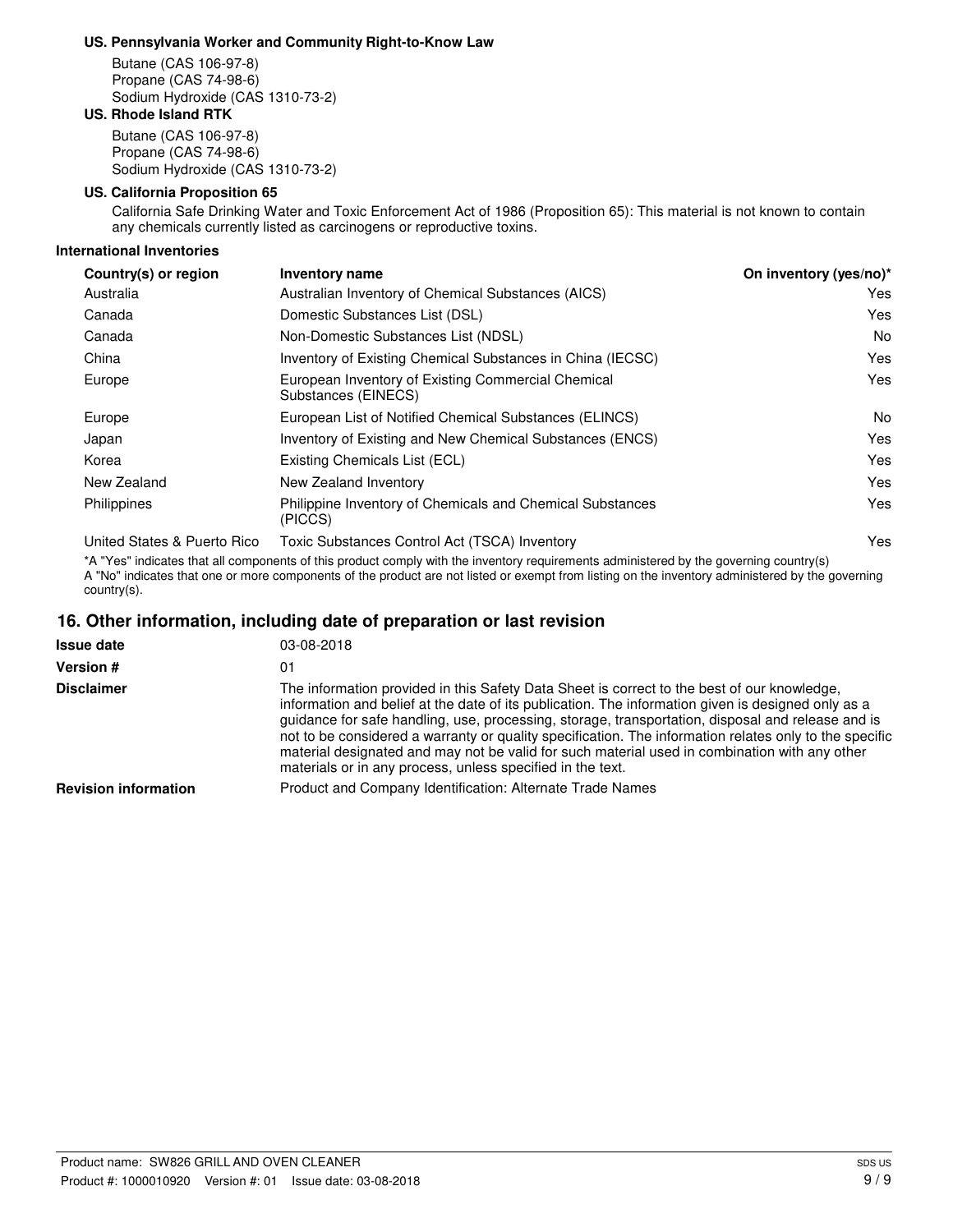**US. Pennsylvania Worker and Community Right-to-Know Law**

Butane (CAS 106-97-8)
Propane (CAS 74-98-6)
Sodium Hydroxide (CAS 1310-73-2)

**US. Rhode Island RTK**

Butane (CAS 106-97-8)
Propane (CAS 74-98-6)
Sodium Hydroxide (CAS 1310-73-2)

**US. California Proposition 65**

California Safe Drinking Water and Toxic Enforcement Act of 1986 (Proposition 65): This material is not known to contain any chemicals currently listed as carcinogens or reproductive toxins.

**International Inventories**

| Country(s) or region | Inventory name | On inventory (yes/no)* |
|---|---|---|
| Australia | Australian Inventory of Chemical Substances (AICS) | Yes |
| Canada | Domestic Substances List (DSL) | Yes |
| Canada | Non-Domestic Substances List (NDSL) | No |
| China | Inventory of Existing Chemical Substances in China (IECSC) | Yes |
| Europe | European Inventory of Existing Commercial Chemical Substances (EINECS) | Yes |
| Europe | European List of Notified Chemical Substances (ELINCS) | No |
| Japan | Inventory of Existing and New Chemical Substances (ENCS) | Yes |
| Korea | Existing Chemicals List (ECL) | Yes |
| New Zealand | New Zealand Inventory | Yes |
| Philippines | Philippine Inventory of Chemicals and Chemical Substances (PICCS) | Yes |
| United States & Puerto Rico | Toxic Substances Control Act (TSCA) Inventory | Yes |

*A "Yes" indicates that all components of this product comply with the inventory requirements administered by the governing country(s)
A "No" indicates that one or more components of the product are not listed or exempt from listing on the inventory administered by the governing country(s).

## 16. Other information, including date of preparation or last revision

| | |
|---|---|
| **Issue date** | 03-08-2018 |
| **Version #** | 01 |
| **Disclaimer** | The information provided in this Safety Data Sheet is correct to the best of our knowledge, information and belief at the date of its publication. The information given is designed only as a guidance for safe handling, use, processing, storage, transportation, disposal and release and is not to be considered a warranty or quality specification. The information relates only to the specific material designated and may not be valid for such material used in combination with any other materials or in any process, unless specified in the text. |
| **Revision information** | Product and Company Identification: Alternate Trade Names |